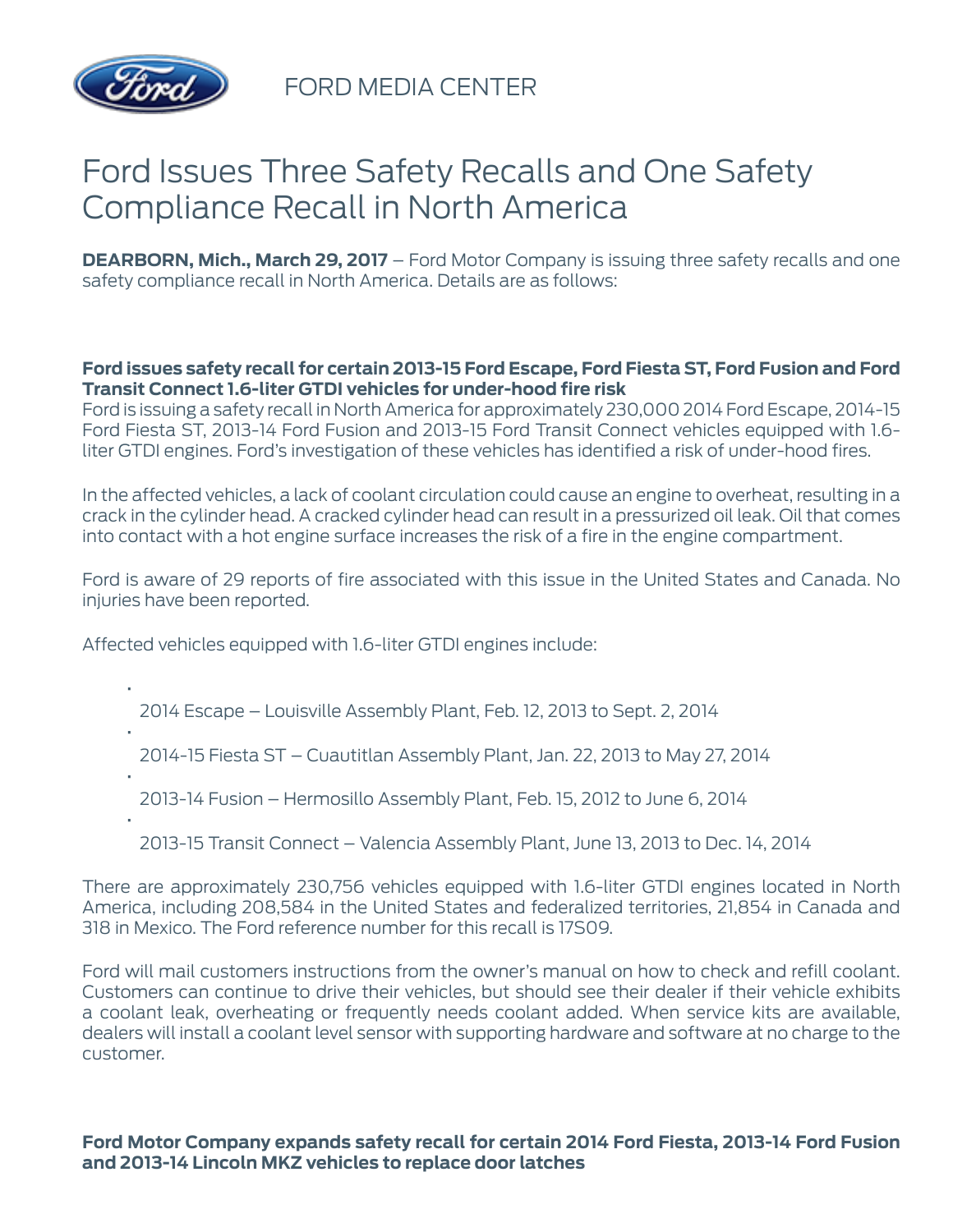FORD MEDIA CENTER

# Ford Issues Three Safety Recalls and One Safety Compliance Recall in North America

**DEARBORN, Mich., March 29, 2017** – Ford Motor Company is issuing three safety recalls and one safety compliance recall in North America. Details are as follows:

**Ford issues safety recall for certain 2013-15 Ford Escape, Ford Fiesta ST, Ford Fusion and Ford Transit Connect 1.6-liter GTDI vehicles for under-hood fire risk**

Ford is issuing a safety recall in North America for approximately 230,000 2014 Ford Escape, 2014-15 Ford Fiesta ST, 2013-14 Ford Fusion and 2013-15 Ford Transit Connect vehicles equipped with 1.6-liter GTDI engines. Ford's investigation of these vehicles has identified a risk of under-hood fires.

In the affected vehicles, a lack of coolant circulation could cause an engine to overheat, resulting in a crack in the cylinder head. A cracked cylinder head can result in a pressurized oil leak. Oil that comes into contact with a hot engine surface increases the risk of a fire in the engine compartment.

Ford is aware of 29 reports of fire associated with this issue in the United States and Canada. No injuries have been reported.

Affected vehicles equipped with 1.6-liter GTDI engines include:

- 2014 Escape – Louisville Assembly Plant, Feb. 12, 2013 to Sept. 2, 2014
- 2014-15 Fiesta ST – Cuautitlan Assembly Plant, Jan. 22, 2013 to May 27, 2014
- 2013-14 Fusion – Hermosillo Assembly Plant, Feb. 15, 2012 to June 6, 2014
- 2013-15 Transit Connect – Valencia Assembly Plant, June 13, 2013 to Dec. 14, 2014

There are approximately 230,756 vehicles equipped with 1.6-liter GTDI engines located in North America, including 208,584 in the United States and federalized territories, 21,854 in Canada and 318 in Mexico. The Ford reference number for this recall is 17S09.

Ford will mail customers instructions from the owner's manual on how to check and refill coolant. Customers can continue to drive their vehicles, but should see their dealer if their vehicle exhibits a coolant leak, overheating or frequently needs coolant added. When service kits are available, dealers will install a coolant level sensor with supporting hardware and software at no charge to the customer.

**Ford Motor Company expands safety recall for certain 2014 Ford Fiesta, 2013-14 Ford Fusion and 2013-14 Lincoln MKZ vehicles to replace door latches**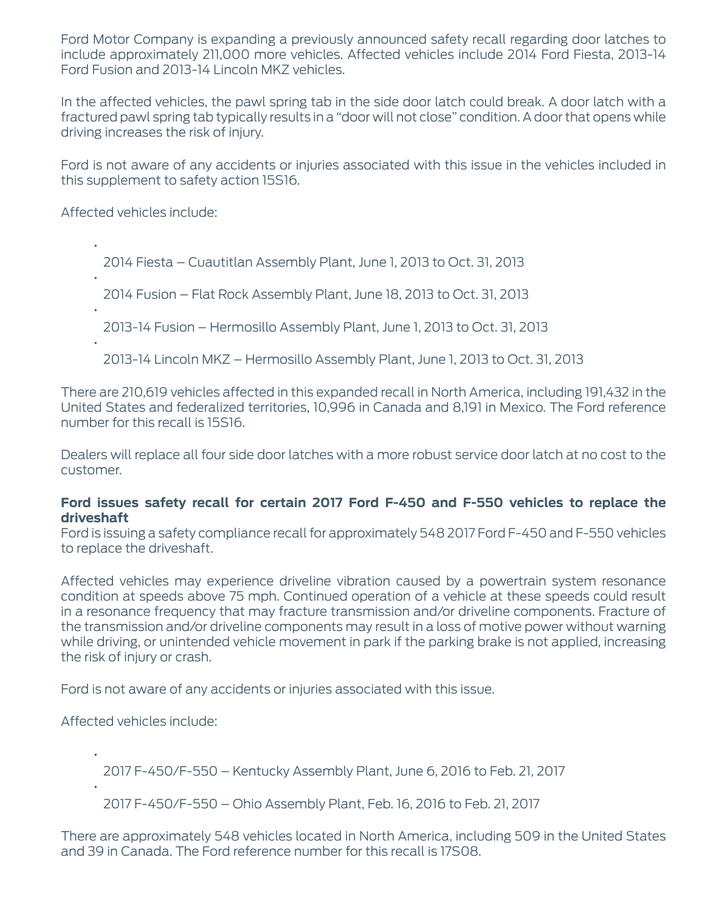Ford Motor Company is expanding a previously announced safety recall regarding door latches to include approximately 211,000 more vehicles. Affected vehicles include 2014 Ford Fiesta, 2013-14 Ford Fusion and 2013-14 Lincoln MKZ vehicles.

In the affected vehicles, the pawl spring tab in the side door latch could break. A door latch with a fractured pawl spring tab typically results in a "door will not close" condition. A door that opens while driving increases the risk of injury.

Ford is not aware of any accidents or injuries associated with this issue in the vehicles included in this supplement to safety action 15S16.

Affected vehicles include:

- 2014 Fiesta – Cuautitlan Assembly Plant, June 1, 2013 to Oct. 31, 2013
- 2014 Fusion – Flat Rock Assembly Plant, June 18, 2013 to Oct. 31, 2013
- 2013-14 Fusion – Hermosillo Assembly Plant, June 1, 2013 to Oct. 31, 2013
- 2013-14 Lincoln MKZ – Hermosillo Assembly Plant, June 1, 2013 to Oct. 31, 2013

There are 210,619 vehicles affected in this expanded recall in North America, including 191,432 in the United States and federalized territories, 10,996 in Canada and 8,191 in Mexico. The Ford reference number for this recall is 15S16.

Dealers will replace all four side door latches with a more robust service door latch at no cost to the customer.

**Ford issues safety recall for certain 2017 Ford F-450 and F-550 vehicles to replace the driveshaft**

Ford is issuing a safety compliance recall for approximately 548 2017 Ford F-450 and F-550 vehicles to replace the driveshaft.

Affected vehicles may experience driveline vibration caused by a powertrain system resonance condition at speeds above 75 mph. Continued operation of a vehicle at these speeds could result in a resonance frequency that may fracture transmission and/or driveline components. Fracture of the transmission and/or driveline components may result in a loss of motive power without warning while driving, or unintended vehicle movement in park if the parking brake is not applied, increasing the risk of injury or crash.

Ford is not aware of any accidents or injuries associated with this issue.

Affected vehicles include:

- 2017 F-450/F-550 – Kentucky Assembly Plant, June 6, 2016 to Feb. 21, 2017
- 2017 F-450/F-550 – Ohio Assembly Plant, Feb. 16, 2016 to Feb. 21, 2017

There are approximately 548 vehicles located in North America, including 509 in the United States and 39 in Canada. The Ford reference number for this recall is 17S08.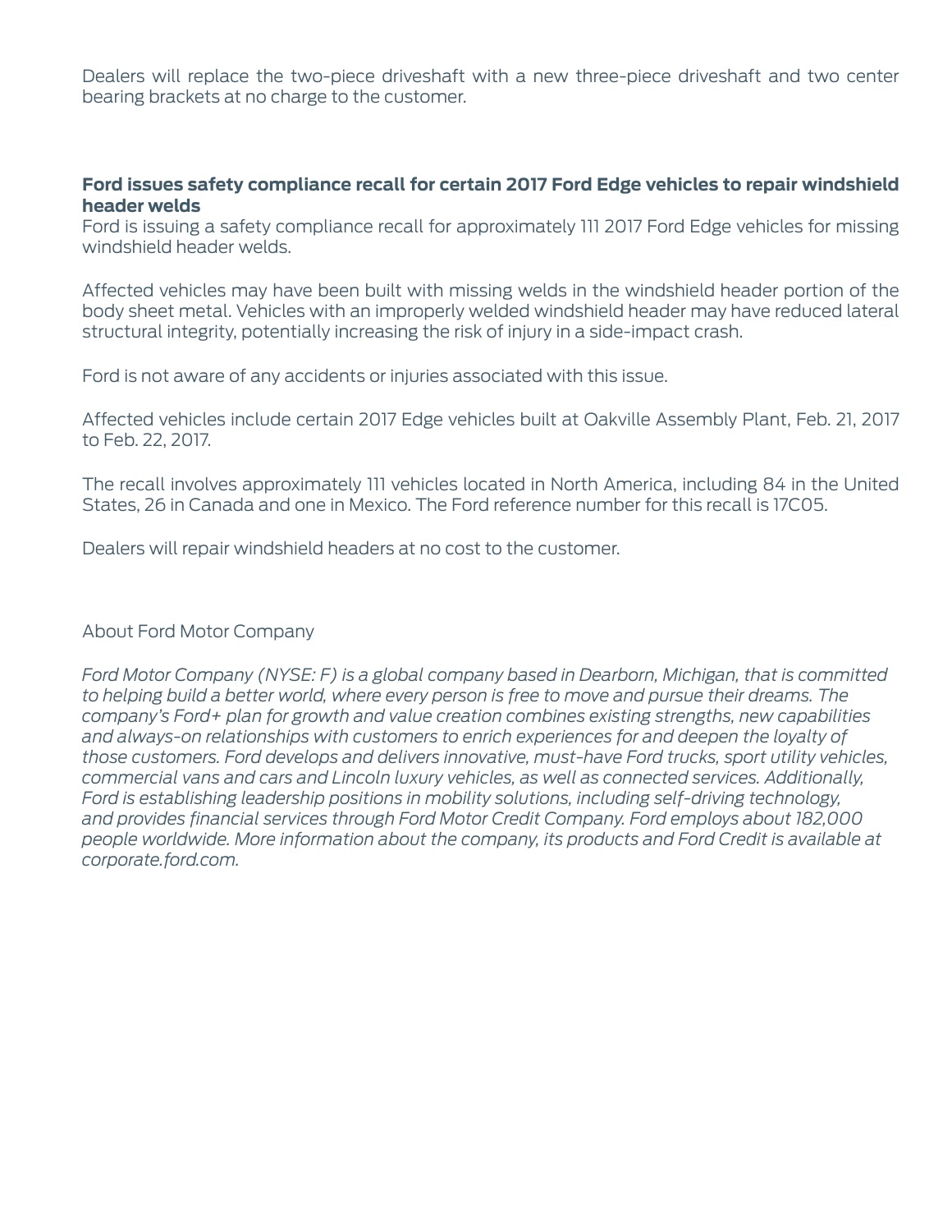Dealers will replace the two-piece driveshaft with a new three-piece driveshaft and two center bearing brackets at no charge to the customer.

**Ford issues safety compliance recall for certain 2017 Ford Edge vehicles to repair windshield header welds**

Ford is issuing a safety compliance recall for approximately 111 2017 Ford Edge vehicles for missing windshield header welds.

Affected vehicles may have been built with missing welds in the windshield header portion of the body sheet metal. Vehicles with an improperly welded windshield header may have reduced lateral structural integrity, potentially increasing the risk of injury in a side-impact crash.

Ford is not aware of any accidents or injuries associated with this issue.

Affected vehicles include certain 2017 Edge vehicles built at Oakville Assembly Plant, Feb. 21, 2017 to Feb. 22, 2017.

The recall involves approximately 111 vehicles located in North America, including 84 in the United States, 26 in Canada and one in Mexico. The Ford reference number for this recall is 17C05.

Dealers will repair windshield headers at no cost to the customer.

About Ford Motor Company

*Ford Motor Company (NYSE: F) is a global company based in Dearborn, Michigan, that is committed to helping build a better world, where every person is free to move and pursue their dreams. The company's Ford+ plan for growth and value creation combines existing strengths, new capabilities and always-on relationships with customers to enrich experiences for and deepen the loyalty of those customers. Ford develops and delivers innovative, must-have Ford trucks, sport utility vehicles, commercial vans and cars and Lincoln luxury vehicles, as well as connected services. Additionally, Ford is establishing leadership positions in mobility solutions, including self-driving technology, and provides financial services through Ford Motor Credit Company. Ford employs about 182,000 people worldwide. More information about the company, its products and Ford Credit is available at corporate.ford.com.*